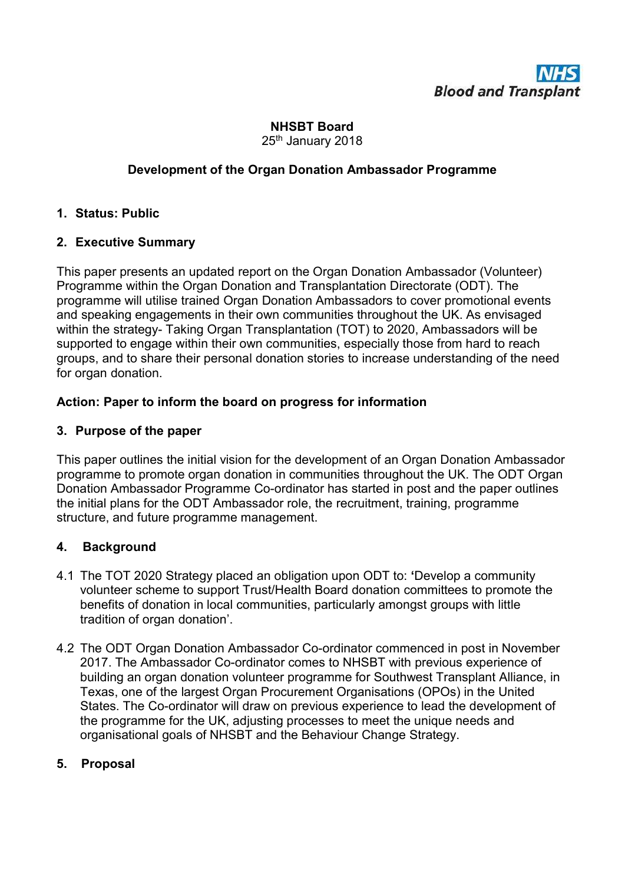NHS Blood and Transplant

**NHSBT Board**
25th January 2018

**Development of the Organ Donation Ambassador Programme**

## 1. Status: Public

## 2. Executive Summary

This paper presents an updated report on the Organ Donation Ambassador (Volunteer) Programme within the Organ Donation and Transplantation Directorate (ODT). The programme will utilise trained Organ Donation Ambassadors to cover promotional events and speaking engagements in their own communities throughout the UK. As envisaged within the strategy- Taking Organ Transplantation (TOT) to 2020, Ambassadors will be supported to engage within their own communities, especially those from hard to reach groups, and to share their personal donation stories to increase understanding of the need for organ donation.

**Action: Paper to inform the board on progress for information**

## 3. Purpose of the paper

This paper outlines the initial vision for the development of an Organ Donation Ambassador programme to promote organ donation in communities throughout the UK. The ODT Organ Donation Ambassador Programme Co-ordinator has started in post and the paper outlines the initial plans for the ODT Ambassador role, the recruitment, training, programme structure, and future programme management.

## 4. Background

4.1 The TOT 2020 Strategy placed an obligation upon ODT to: **'**Develop a community volunteer scheme to support Trust/Health Board donation committees to promote the benefits of donation in local communities, particularly amongst groups with little tradition of organ donation'.

4.2 The ODT Organ Donation Ambassador Co-ordinator commenced in post in November 2017. The Ambassador Co-ordinator comes to NHSBT with previous experience of building an organ donation volunteer programme for Southwest Transplant Alliance, in Texas, one of the largest Organ Procurement Organisations (OPOs) in the United States. The Co-ordinator will draw on previous experience to lead the development of the programme for the UK, adjusting processes to meet the unique needs and organisational goals of NHSBT and the Behaviour Change Strategy.

## 5. Proposal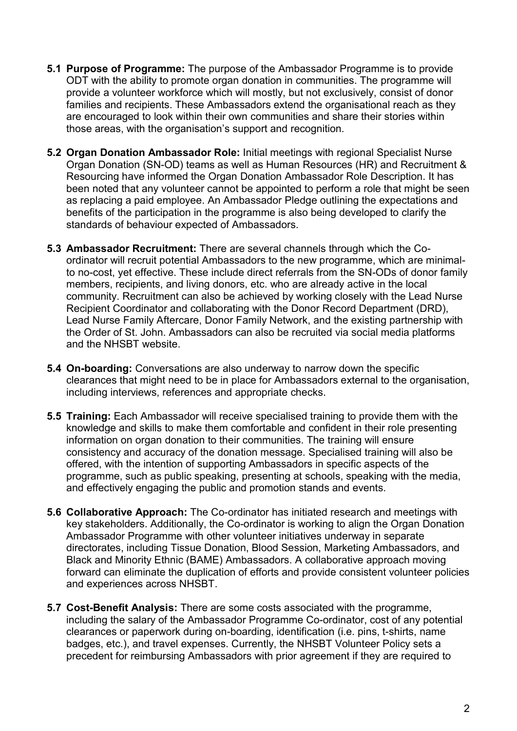**5.1 Purpose of Programme:** The purpose of the Ambassador Programme is to provide ODT with the ability to promote organ donation in communities. The programme will provide a volunteer workforce which will mostly, but not exclusively, consist of donor families and recipients. These Ambassadors extend the organisational reach as they are encouraged to look within their own communities and share their stories within those areas, with the organisation's support and recognition.

**5.2 Organ Donation Ambassador Role:** Initial meetings with regional Specialist Nurse Organ Donation (SN-OD) teams as well as Human Resources (HR) and Recruitment & Resourcing have informed the Organ Donation Ambassador Role Description. It has been noted that any volunteer cannot be appointed to perform a role that might be seen as replacing a paid employee. An Ambassador Pledge outlining the expectations and benefits of the participation in the programme is also being developed to clarify the standards of behaviour expected of Ambassadors.

**5.3 Ambassador Recruitment:** There are several channels through which the Co-ordinator will recruit potential Ambassadors to the new programme, which are minimal-to no-cost, yet effective. These include direct referrals from the SN-ODs of donor family members, recipients, and living donors, etc. who are already active in the local community. Recruitment can also be achieved by working closely with the Lead Nurse Recipient Coordinator and collaborating with the Donor Record Department (DRD), Lead Nurse Family Aftercare, Donor Family Network, and the existing partnership with the Order of St. John. Ambassadors can also be recruited via social media platforms and the NHSBT website.

**5.4 On-boarding:** Conversations are also underway to narrow down the specific clearances that might need to be in place for Ambassadors external to the organisation, including interviews, references and appropriate checks.

**5.5 Training:** Each Ambassador will receive specialised training to provide them with the knowledge and skills to make them comfortable and confident in their role presenting information on organ donation to their communities. The training will ensure consistency and accuracy of the donation message. Specialised training will also be offered, with the intention of supporting Ambassadors in specific aspects of the programme, such as public speaking, presenting at schools, speaking with the media, and effectively engaging the public and promotion stands and events.

**5.6 Collaborative Approach:** The Co-ordinator has initiated research and meetings with key stakeholders. Additionally, the Co-ordinator is working to align the Organ Donation Ambassador Programme with other volunteer initiatives underway in separate directorates, including Tissue Donation, Blood Session, Marketing Ambassadors, and Black and Minority Ethnic (BAME) Ambassadors. A collaborative approach moving forward can eliminate the duplication of efforts and provide consistent volunteer policies and experiences across NHSBT.

**5.7 Cost-Benefit Analysis:** There are some costs associated with the programme, including the salary of the Ambassador Programme Co-ordinator, cost of any potential clearances or paperwork during on-boarding, identification (i.e. pins, t-shirts, name badges, etc.), and travel expenses. Currently, the NHSBT Volunteer Policy sets a precedent for reimbursing Ambassadors with prior agreement if they are required to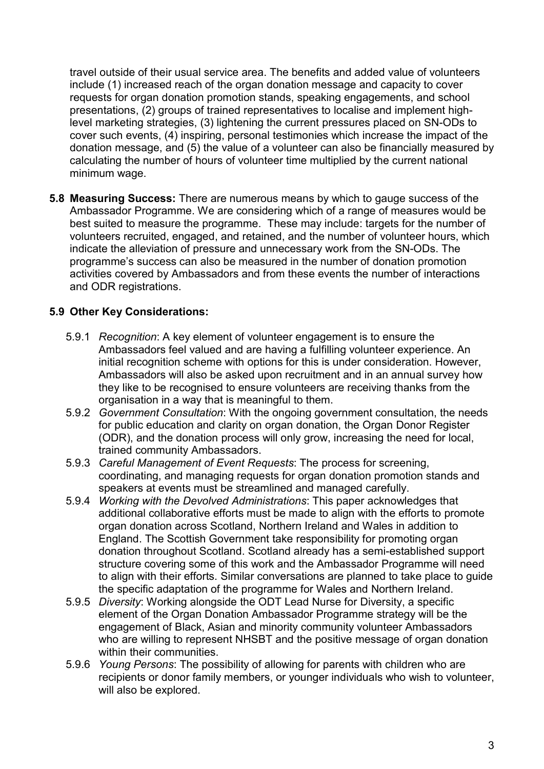travel outside of their usual service area. The benefits and added value of volunteers include (1) increased reach of the organ donation message and capacity to cover requests for organ donation promotion stands, speaking engagements, and school presentations, (2) groups of trained representatives to localise and implement high-level marketing strategies, (3) lightening the current pressures placed on SN-ODs to cover such events, (4) inspiring, personal testimonies which increase the impact of the donation message, and (5) the value of a volunteer can also be financially measured by calculating the number of hours of volunteer time multiplied by the current national minimum wage.

**5.8 Measuring Success:** There are numerous means by which to gauge success of the Ambassador Programme. We are considering which of a range of measures would be best suited to measure the programme. These may include: targets for the number of volunteers recruited, engaged, and retained, and the number of volunteer hours, which indicate the alleviation of pressure and unnecessary work from the SN-ODs. The programme's success can also be measured in the number of donation promotion activities covered by Ambassadors and from these events the number of interactions and ODR registrations.

**5.9 Other Key Considerations:**

5.9.1 *Recognition*: A key element of volunteer engagement is to ensure the Ambassadors feel valued and are having a fulfilling volunteer experience. An initial recognition scheme with options for this is under consideration. However, Ambassadors will also be asked upon recruitment and in an annual survey how they like to be recognised to ensure volunteers are receiving thanks from the organisation in a way that is meaningful to them.

5.9.2 *Government Consultation*: With the ongoing government consultation, the needs for public education and clarity on organ donation, the Organ Donor Register (ODR), and the donation process will only grow, increasing the need for local, trained community Ambassadors.

5.9.3 *Careful Management of Event Requests*: The process for screening, coordinating, and managing requests for organ donation promotion stands and speakers at events must be streamlined and managed carefully.

5.9.4 *Working with the Devolved Administrations*: This paper acknowledges that additional collaborative efforts must be made to align with the efforts to promote organ donation across Scotland, Northern Ireland and Wales in addition to England. The Scottish Government take responsibility for promoting organ donation throughout Scotland. Scotland already has a semi-established support structure covering some of this work and the Ambassador Programme will need to align with their efforts. Similar conversations are planned to take place to guide the specific adaptation of the programme for Wales and Northern Ireland.

5.9.5 *Diversity*: Working alongside the ODT Lead Nurse for Diversity, a specific element of the Organ Donation Ambassador Programme strategy will be the engagement of Black, Asian and minority community volunteer Ambassadors who are willing to represent NHSBT and the positive message of organ donation within their communities.

5.9.6 *Young Persons*: The possibility of allowing for parents with children who are recipients or donor family members, or younger individuals who wish to volunteer, will also be explored.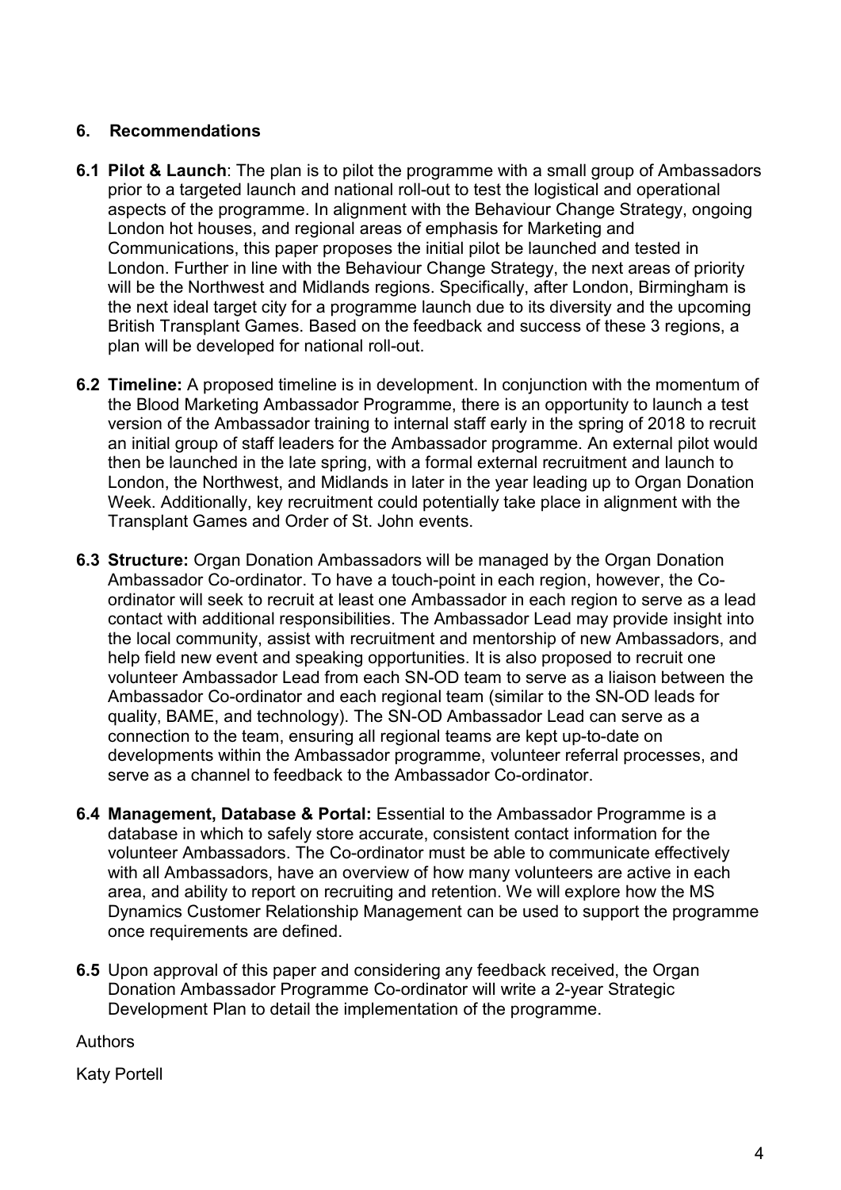## 6. Recommendations

**6.1 Pilot & Launch**: The plan is to pilot the programme with a small group of Ambassadors prior to a targeted launch and national roll-out to test the logistical and operational aspects of the programme. In alignment with the Behaviour Change Strategy, ongoing London hot houses, and regional areas of emphasis for Marketing and Communications, this paper proposes the initial pilot be launched and tested in London. Further in line with the Behaviour Change Strategy, the next areas of priority will be the Northwest and Midlands regions. Specifically, after London, Birmingham is the next ideal target city for a programme launch due to its diversity and the upcoming British Transplant Games. Based on the feedback and success of these 3 regions, a plan will be developed for national roll-out.

**6.2 Timeline:** A proposed timeline is in development. In conjunction with the momentum of the Blood Marketing Ambassador Programme, there is an opportunity to launch a test version of the Ambassador training to internal staff early in the spring of 2018 to recruit an initial group of staff leaders for the Ambassador programme. An external pilot would then be launched in the late spring, with a formal external recruitment and launch to London, the Northwest, and Midlands in later in the year leading up to Organ Donation Week. Additionally, key recruitment could potentially take place in alignment with the Transplant Games and Order of St. John events.

**6.3 Structure:** Organ Donation Ambassadors will be managed by the Organ Donation Ambassador Co-ordinator. To have a touch-point in each region, however, the Co-ordinator will seek to recruit at least one Ambassador in each region to serve as a lead contact with additional responsibilities. The Ambassador Lead may provide insight into the local community, assist with recruitment and mentorship of new Ambassadors, and help field new event and speaking opportunities. It is also proposed to recruit one volunteer Ambassador Lead from each SN-OD team to serve as a liaison between the Ambassador Co-ordinator and each regional team (similar to the SN-OD leads for quality, BAME, and technology). The SN-OD Ambassador Lead can serve as a connection to the team, ensuring all regional teams are kept up-to-date on developments within the Ambassador programme, volunteer referral processes, and serve as a channel to feedback to the Ambassador Co-ordinator.

**6.4 Management, Database & Portal:** Essential to the Ambassador Programme is a database in which to safely store accurate, consistent contact information for the volunteer Ambassadors. The Co-ordinator must be able to communicate effectively with all Ambassadors, have an overview of how many volunteers are active in each area, and ability to report on recruiting and retention. We will explore how the MS Dynamics Customer Relationship Management can be used to support the programme once requirements are defined.

**6.5** Upon approval of this paper and considering any feedback received, the Organ Donation Ambassador Programme Co-ordinator will write a 2-year Strategic Development Plan to detail the implementation of the programme.

Authors

Katy Portell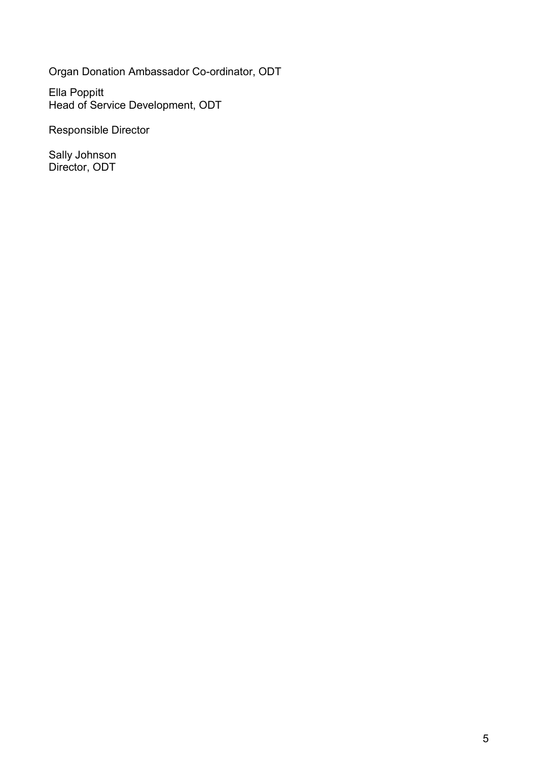Organ Donation Ambassador Co-ordinator, ODT

Ella Poppitt
Head of Service Development, ODT

Responsible Director

Sally Johnson
Director, ODT